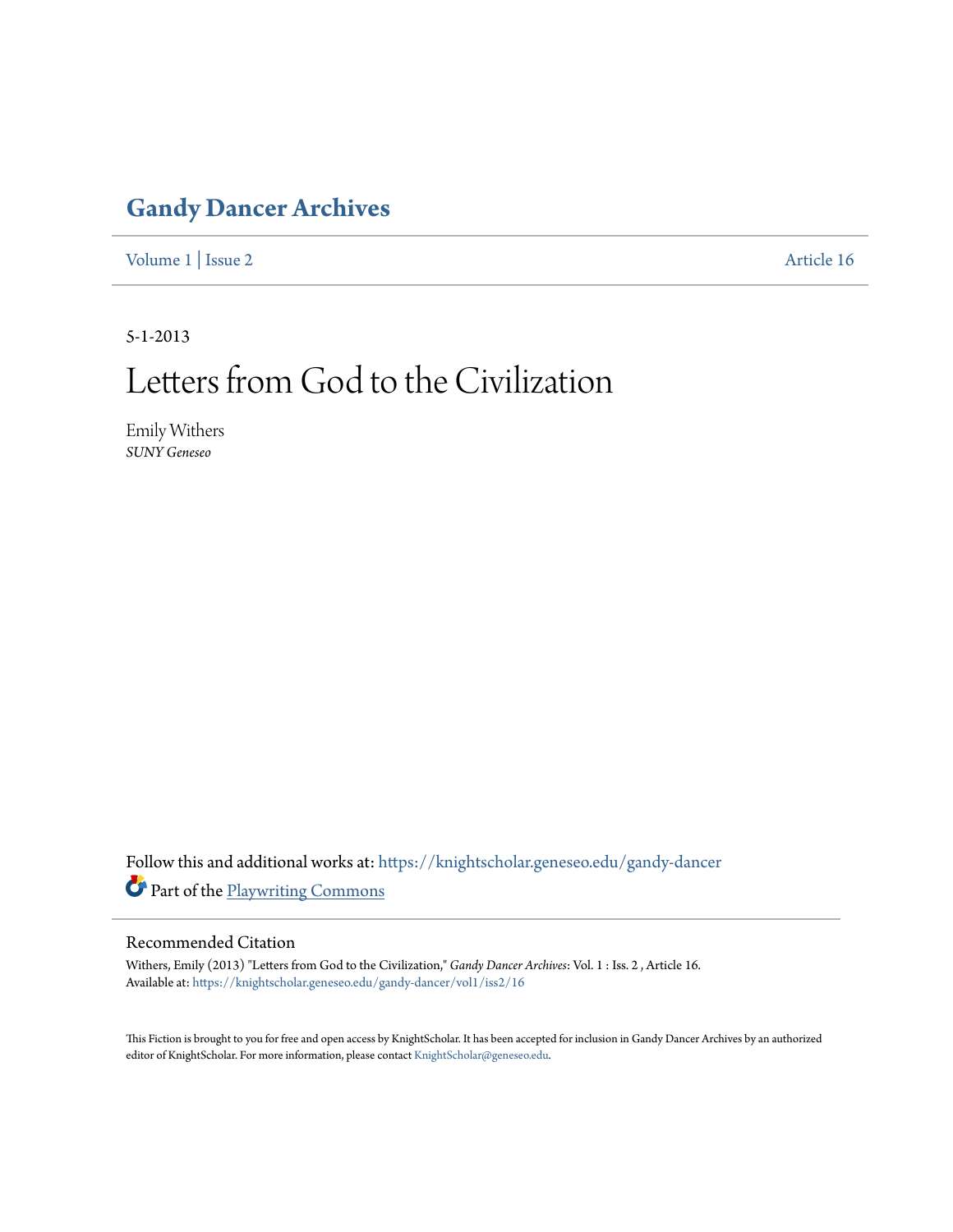# Gandy Dancer Archives

Volume 1 | Issue 2 Article 16

5-1-2013

# Letters from God to the Civilization

Emily Withers
*SUNY Geneseo*

Follow this and additional works at: https://knightscholar.geneseo.edu/gandy-dancer

Part of the Playwriting Commons

## Recommended Citation

Withers, Emily (2013) "Letters from God to the Civilization," *Gandy Dancer Archives*: Vol. 1 : Iss. 2 , Article 16.
Available at: https://knightscholar.geneseo.edu/gandy-dancer/vol1/iss2/16

This Fiction is brought to you for free and open access by KnightScholar. It has been accepted for inclusion in Gandy Dancer Archives by an authorized editor of KnightScholar. For more information, please contact KnightScholar@geneseo.edu.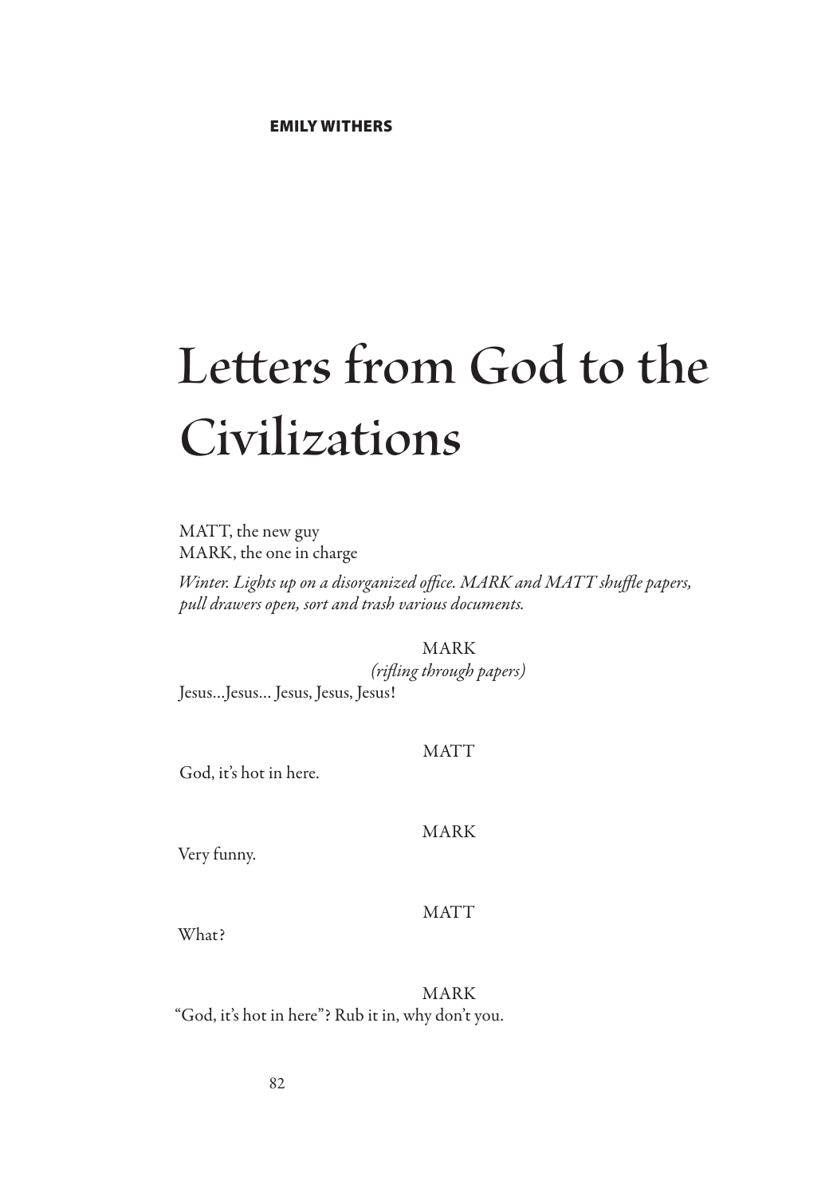EMILY WITHERS

# Letters from God to the Civilizations

MATT, the new guy
MARK, the one in charge

*Winter. Lights up on a disorganized office. MARK and MATT shuffle papers, pull drawers open, sort and trash various documents.*

MARK
*(rifling through papers)*
Jesus…Jesus… Jesus, Jesus, Jesus!

MATT
God, it's hot in here.

MARK
Very funny.

MATT
What?

MARK
"God, it's hot in here"? Rub it in, why don't you.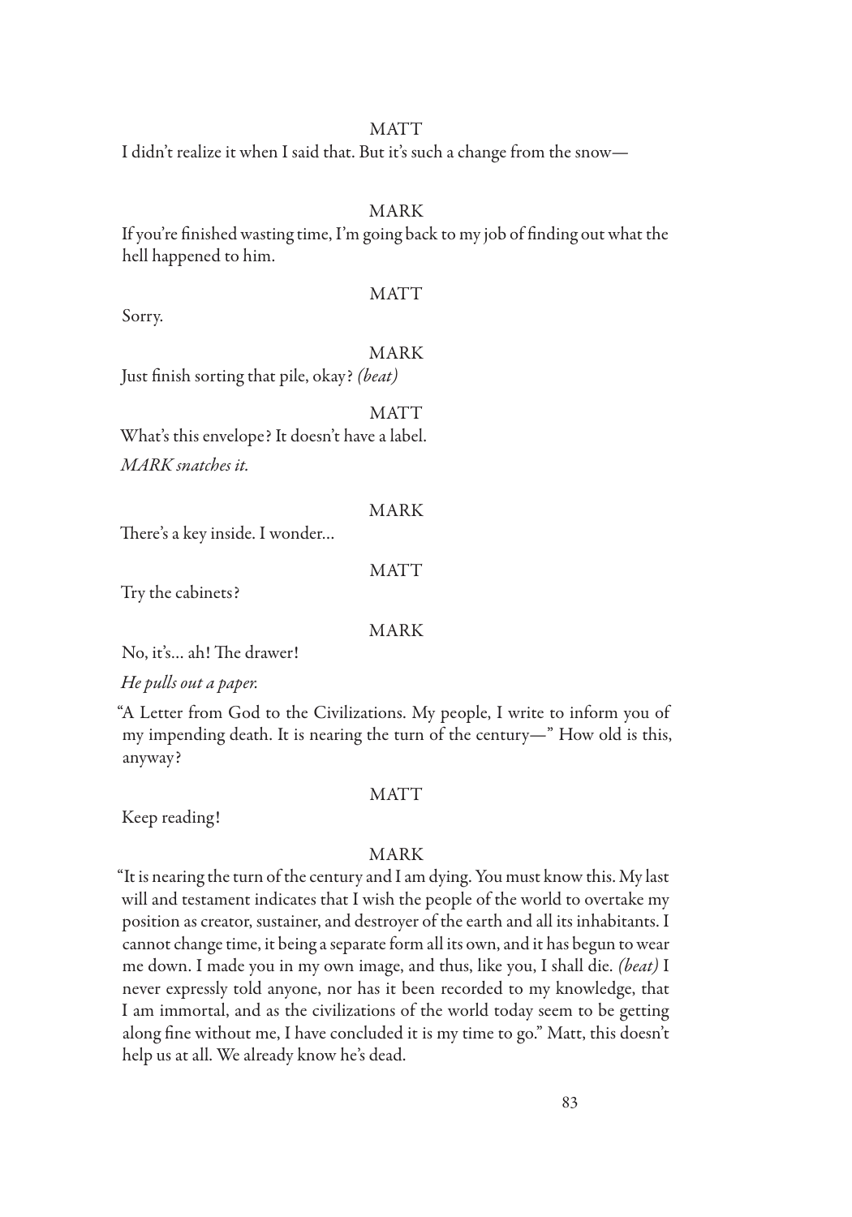MATT

I didn't realize it when I said that. But it's such a change from the snow—

MARK

If you're finished wasting time, I'm going back to my job of finding out what the hell happened to him.

MATT

Sorry.

MARK

Just finish sorting that pile, okay? *(beat)*

MATT

What's this envelope? It doesn't have a label.

*MARK snatches it.*

MARK

There's a key inside. I wonder...

MATT

Try the cabinets?

MARK

No, it's... ah! The drawer!

*He pulls out a paper.*

"A Letter from God to the Civilizations. My people, I write to inform you of my impending death. It is nearing the turn of the century—" How old is this, anyway?

MATT

Keep reading!

MARK

"It is nearing the turn of the century and I am dying. You must know this. My last will and testament indicates that I wish the people of the world to overtake my position as creator, sustainer, and destroyer of the earth and all its inhabitants. I cannot change time, it being a separate form all its own, and it has begun to wear me down. I made you in my own image, and thus, like you, I shall die. *(beat)* I never expressly told anyone, nor has it been recorded to my knowledge, that I am immortal, and as the civilizations of the world today seem to be getting along fine without me, I have concluded it is my time to go." Matt, this doesn't help us at all. We already know he's dead.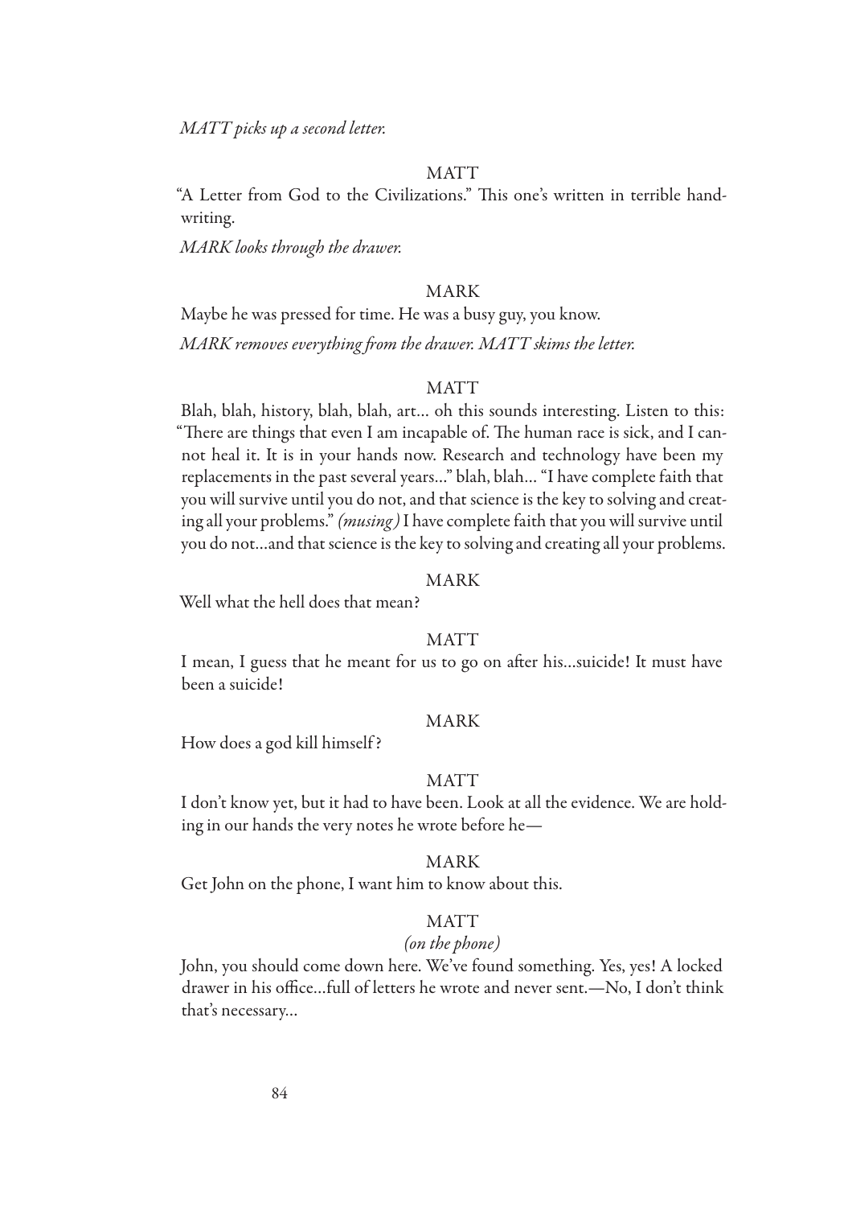*MATT picks up a second letter.*

MATT

"A Letter from God to the Civilizations." This one's written in terrible handwriting.

*MARK looks through the drawer.*

MARK

Maybe he was pressed for time. He was a busy guy, you know.

*MARK removes everything from the drawer. MATT skims the letter.*

MATT

Blah, blah, history, blah, blah, art… oh this sounds interesting. Listen to this: "There are things that even I am incapable of. The human race is sick, and I cannot heal it. It is in your hands now. Research and technology have been my replacements in the past several years…" blah, blah… "I have complete faith that you will survive until you do not, and that science is the key to solving and creating all your problems." *(musing)* I have complete faith that you will survive until you do not…and that science is the key to solving and creating all your problems.

MARK

Well what the hell does that mean?

MATT

I mean, I guess that he meant for us to go on after his…suicide! It must have been a suicide!

MARK

How does a god kill himself?

MATT

I don't know yet, but it had to have been. Look at all the evidence. We are holding in our hands the very notes he wrote before he—

MARK

Get John on the phone, I want him to know about this.

MATT

*(on the phone)*

John, you should come down here. We've found something. Yes, yes! A locked drawer in his office…full of letters he wrote and never sent.—No, I don't think that's necessary…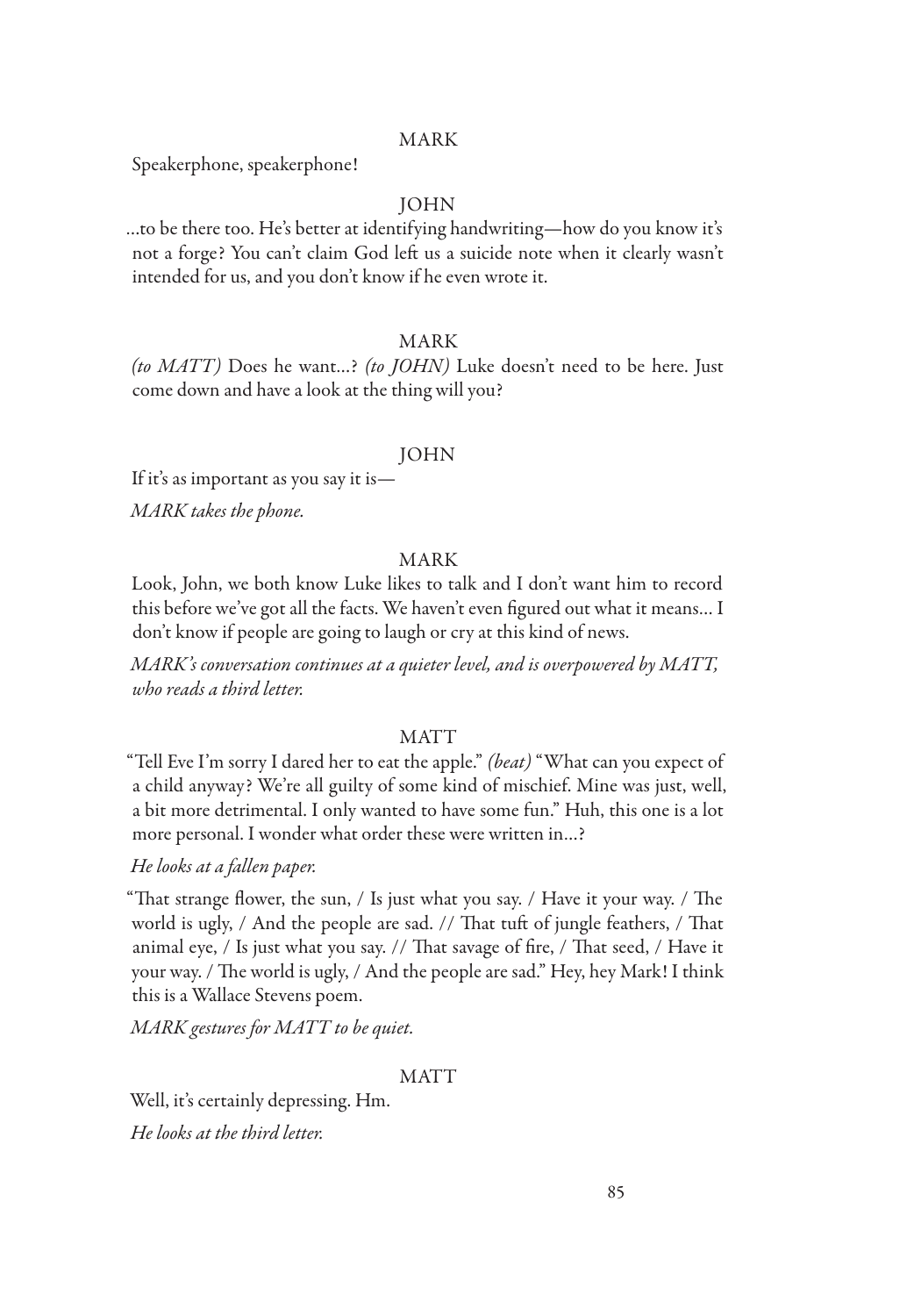MARK

Speakerphone, speakerphone!

JOHN

...to be there too. He's better at identifying handwriting—how do you know it's not a forge? You can't claim God left us a suicide note when it clearly wasn't intended for us, and you don't know if he even wrote it.

MARK

*(to MATT)* Does he want...? *(to JOHN)* Luke doesn't need to be here. Just come down and have a look at the thing will you?

JOHN

If it's as important as you say it is—

*MARK takes the phone.*

MARK

Look, John, we both know Luke likes to talk and I don't want him to record this before we've got all the facts. We haven't even figured out what it means... I don't know if people are going to laugh or cry at this kind of news.

*MARK's conversation continues at a quieter level, and is overpowered by MATT, who reads a third letter.*

MATT

"Tell Eve I'm sorry I dared her to eat the apple." *(beat)* "What can you expect of a child anyway? We're all guilty of some kind of mischief. Mine was just, well, a bit more detrimental. I only wanted to have some fun." Huh, this one is a lot more personal. I wonder what order these were written in...?

*He looks at a fallen paper.*

"That strange flower, the sun, / Is just what you say. / Have it your way. / The world is ugly, / And the people are sad. // That tuft of jungle feathers, / That animal eye, / Is just what you say. // That savage of fire, / That seed, / Have it your way. / The world is ugly, / And the people are sad." Hey, hey Mark! I think this is a Wallace Stevens poem.

*MARK gestures for MATT to be quiet.*

MATT

Well, it's certainly depressing. Hm.

*He looks at the third letter.*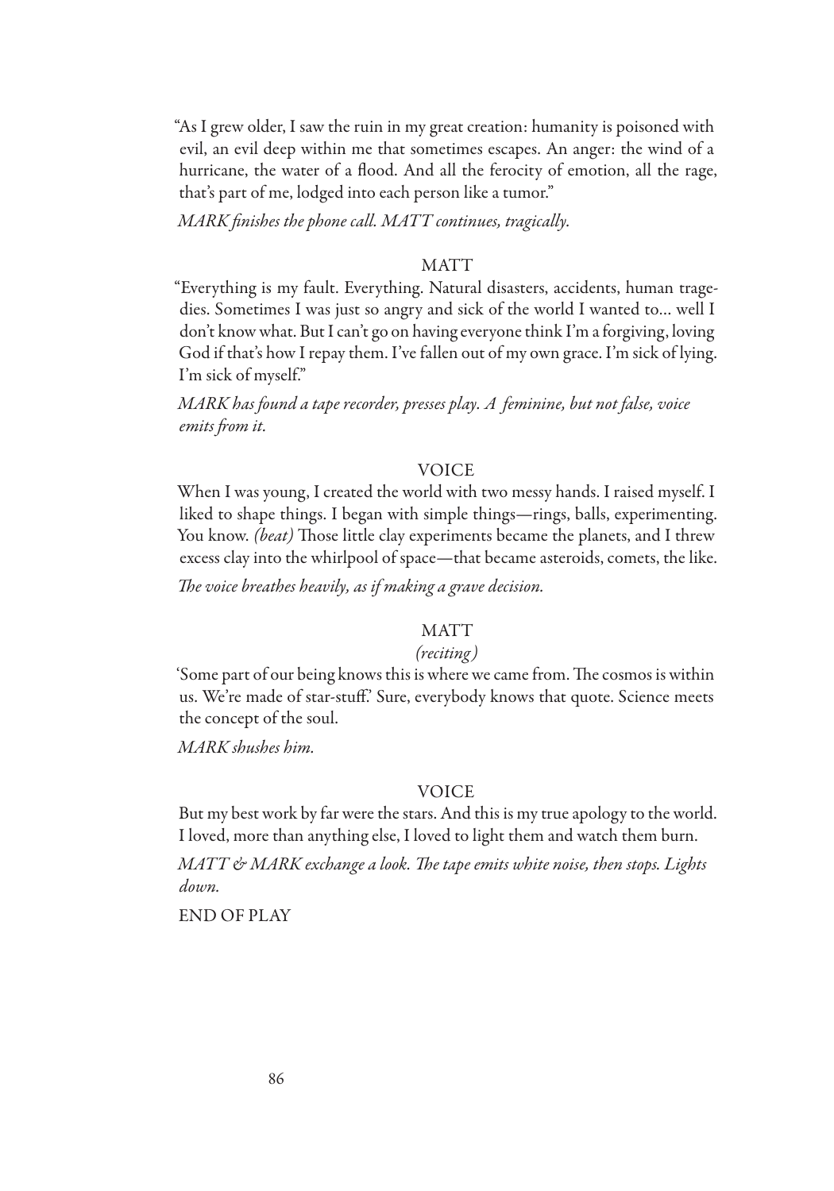"As I grew older, I saw the ruin in my great creation: humanity is poisoned with evil, an evil deep within me that sometimes escapes. An anger: the wind of a hurricane, the water of a flood. And all the ferocity of emotion, all the rage, that's part of me, lodged into each person like a tumor."

*MARK finishes the phone call. MATT continues, tragically.*

MATT

"Everything is my fault. Everything. Natural disasters, accidents, human tragedies. Sometimes I was just so angry and sick of the world I wanted to... well I don't know what. But I can't go on having everyone think I'm a forgiving, loving God if that's how I repay them. I've fallen out of my own grace. I'm sick of lying. I'm sick of myself."

*MARK has found a tape recorder, presses play. A feminine, but not false, voice emits from it.*

VOICE

When I was young, I created the world with two messy hands. I raised myself. I liked to shape things. I began with simple things—rings, balls, experimenting. You know. *(beat)* Those little clay experiments became the planets, and I threw excess clay into the whirlpool of space—that became asteroids, comets, the like.

*The voice breathes heavily, as if making a grave decision.*

MATT

*(reciting)*

'Some part of our being knows this is where we came from. The cosmos is within us. We're made of star-stuff.' Sure, everybody knows that quote. Science meets the concept of the soul.

*MARK shushes him.*

VOICE

But my best work by far were the stars. And this is my true apology to the world. I loved, more than anything else, I loved to light them and watch them burn.

*MATT & MARK exchange a look. The tape emits white noise, then stops. Lights down.*

END OF PLAY